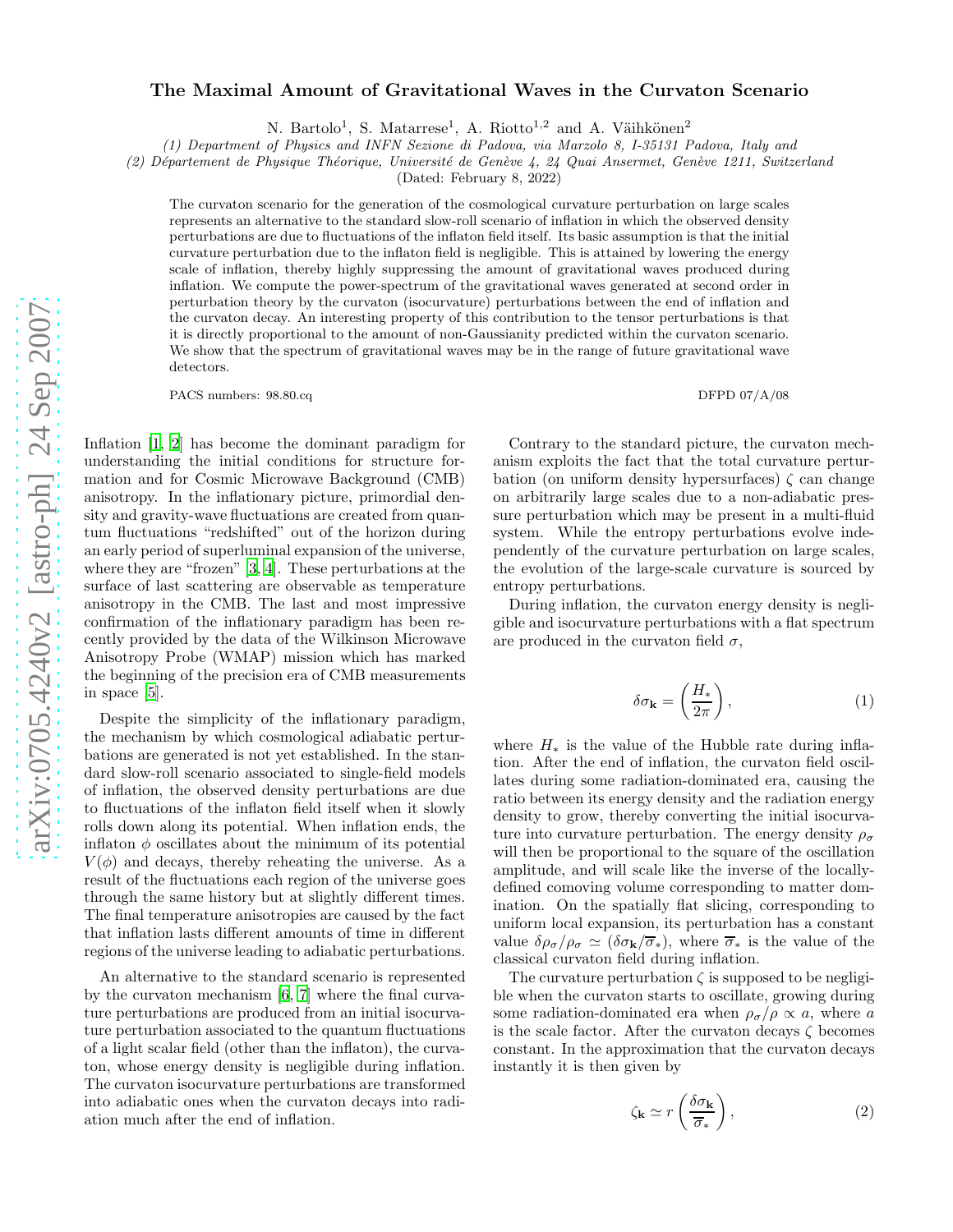# The Maximal Amount of Gravitational Waves in the Curvaton Scenario

N. Bartolo[1], S. Matarrese[1], A. Riotto[1,2] and A. Väihkönen[2]

*(1) Department of Physics and INFN Sezione di Padova, via Marzolo 8, I-35131 Padova, Italy and*
*(2) Département de Physique Théorique, Université de Genève 4, 24 Quai Ansermet, Genève 1211, Switzerland*

(Dated: February 8, 2022)

The curvaton scenario for the generation of the cosmological curvature perturbation on large scales represents an alternative to the standard slow-roll scenario of inflation in which the observed density perturbations are due to fluctuations of the inflaton field itself. Its basic assumption is that the initial curvature perturbation due to the inflaton field is negligible. This is attained by lowering the energy scale of inflation, thereby highly suppressing the amount of gravitational waves produced during inflation. We compute the power-spectrum of the gravitational waves generated at second order in perturbation theory by the curvaton (isocurvature) perturbations between the end of inflation and the curvaton decay. An interesting property of this contribution to the tensor perturbations is that it is directly proportional to the amount of non-Gaussianity predicted within the curvaton scenario. We show that the spectrum of gravitational waves may be in the range of future gravitational wave detectors.

PACS numbers: 98.80.cq

DFPD 07/A/08

Inflation [1, 2] has become the dominant paradigm for understanding the initial conditions for structure formation and for Cosmic Microwave Background (CMB) anisotropy. In the inflationary picture, primordial density and gravity-wave fluctuations are created from quantum fluctuations "redshifted" out of the horizon during an early period of superluminal expansion of the universe, where they are "frozen" [3, 4]. These perturbations at the surface of last scattering are observable as temperature anisotropy in the CMB. The last and most impressive confirmation of the inflationary paradigm has been recently provided by the data of the Wilkinson Microwave Anisotropy Probe (WMAP) mission which has marked the beginning of the precision era of CMB measurements in space [5].

Despite the simplicity of the inflationary paradigm, the mechanism by which cosmological adiabatic perturbations are generated is not yet established. In the standard slow-roll scenario associated to single-field models of inflation, the observed density perturbations are due to fluctuations of the inflaton field itself when it slowly rolls down along its potential. When inflation ends, the inflaton $\phi$ oscillates about the minimum of its potential $V(\phi)$ and decays, thereby reheating the universe. As a result of the fluctuations each region of the universe goes through the same history but at slightly different times. The final temperature anisotropies are caused by the fact that inflation lasts different amounts of time in different regions of the universe leading to adiabatic perturbations.

An alternative to the standard scenario is represented by the curvaton mechanism [6, 7] where the final curvature perturbations are produced from an initial isocurvature perturbation associated to the quantum fluctuations of a light scalar field (other than the inflaton), the curvaton, whose energy density is negligible during inflation. The curvaton isocurvature perturbations are transformed into adiabatic ones when the curvaton decays into radiation much after the end of inflation.

Contrary to the standard picture, the curvaton mechanism exploits the fact that the total curvature perturbation (on uniform density hypersurfaces) $\zeta$ can change on arbitrarily large scales due to a non-adiabatic pressure perturbation which may be present in a multi-fluid system. While the entropy perturbations evolve independently of the curvature perturbation on large scales, the evolution of the large-scale curvature is sourced by entropy perturbations.

During inflation, the curvaton energy density is negligible and isocurvature perturbations with a flat spectrum are produced in the curvaton field $\sigma$,

$$\delta\sigma_{\mathbf{k}} = \left(\frac{H_*}{2\pi}\right), \tag{1}$$

where $H_*$ is the value of the Hubble rate during inflation. After the end of inflation, the curvaton field oscillates during some radiation-dominated era, causing the ratio between its energy density and the radiation energy density to grow, thereby converting the initial isocurvature into curvature perturbation. The energy density $\rho_\sigma$ will then be proportional to the square of the oscillation amplitude, and will scale like the inverse of the locally-defined comoving volume corresponding to matter domination. On the spatially flat slicing, corresponding to uniform local expansion, its perturbation has a constant value $\delta\rho_\sigma/\rho_\sigma \simeq (\delta\sigma_{\mathbf{k}}/\overline{\sigma}_*)$, where $\overline{\sigma}_*$ is the value of the classical curvaton field during inflation.

The curvature perturbation $\zeta$ is supposed to be negligible when the curvaton starts to oscillate, growing during some radiation-dominated era when $\rho_\sigma/\rho \propto a$, where $a$ is the scale factor. After the curvaton decays $\zeta$ becomes constant. In the approximation that the curvaton decays instantly it is then given by

$$\zeta_{\mathbf{k}} \simeq r\left(\frac{\delta\sigma_{\mathbf{k}}}{\overline{\sigma}_*}\right), \tag{2}$$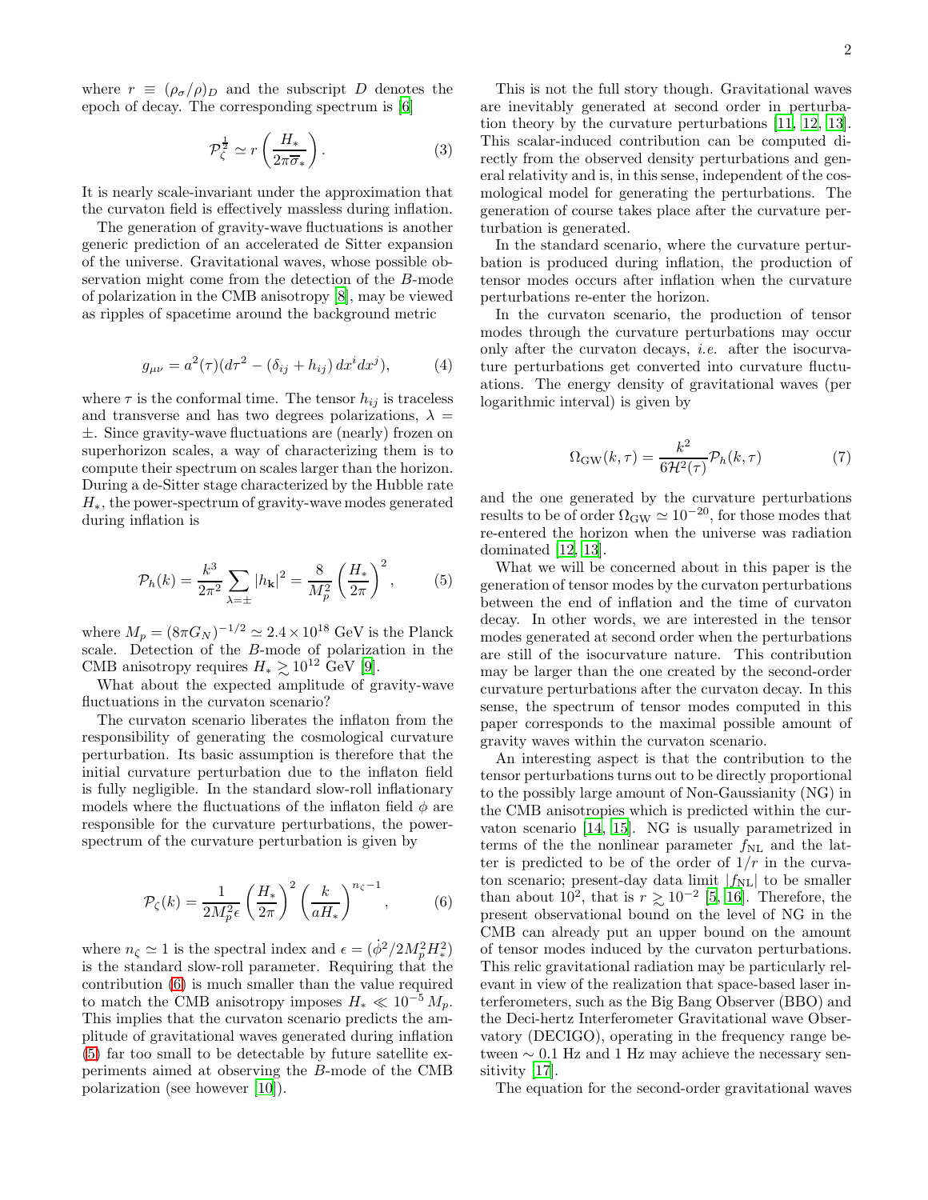where $r \equiv (\rho_\sigma/\rho)_D$ and the subscript $D$ denotes the epoch of decay. The corresponding spectrum is [6]

$$\mathcal{P}_\zeta^{\frac{1}{2}} \simeq r\left(\frac{H_*}{2\pi\overline{\sigma}_*}\right). \tag{3}$$

It is nearly scale-invariant under the approximation that the curvaton field is effectively massless during inflation.

The generation of gravity-wave fluctuations is another generic prediction of an accelerated de Sitter expansion of the universe. Gravitational waves, whose possible observation might come from the detection of the $B$-mode of polarization in the CMB anisotropy [8], may be viewed as ripples of spacetime around the background metric

$$g_{\mu\nu} = a^2(\tau)(d\tau^2 - (\delta_{ij} + h_{ij})\, dx^i dx^j), \tag{4}$$

where $\tau$ is the conformal time. The tensor $h_{ij}$ is traceless and transverse and has two degrees polarizations, $\lambda = \pm$. Since gravity-wave fluctuations are (nearly) frozen on superhorizon scales, a way of characterizing them is to compute their spectrum on scales larger than the horizon. During a de-Sitter stage characterized by the Hubble rate $H_*$, the power-spectrum of gravity-wave modes generated during inflation is

$$\mathcal{P}_h(k) = \frac{k^3}{2\pi^2}\sum_{\lambda=\pm}|h_{\mathbf{k}}|^2 = \frac{8}{M_p^2}\left(\frac{H_*}{2\pi}\right)^2, \tag{5}$$

where $M_p = (8\pi G_N)^{-1/2} \simeq 2.4 \times 10^{18}$ GeV is the Planck scale. Detection of the $B$-mode of polarization in the CMB anisotropy requires $H_* \gtrsim 10^{12}$ GeV [9].

What about the expected amplitude of gravity-wave fluctuations in the curvaton scenario?

The curvaton scenario liberates the inflaton from the responsibility of generating the cosmological curvature perturbation. Its basic assumption is therefore that the initial curvature perturbation due to the inflaton field is fully negligible. In the standard slow-roll inflationary models where the fluctuations of the inflaton field $\phi$ are responsible for the curvature perturbations, the power-spectrum of the curvature perturbation is given by

$$\mathcal{P}_\zeta(k) = \frac{1}{2M_p^2\epsilon}\left(\frac{H_*}{2\pi}\right)^2\left(\frac{k}{aH_*}\right)^{n_\zeta-1}, \tag{6}$$

where $n_\zeta \simeq 1$ is the spectral index and $\epsilon = (\dot{\phi}^2/2M_p^2H_*^2)$ is the standard slow-roll parameter. Requiring that the contribution (6) is much smaller than the value required to match the CMB anisotropy imposes $H_* \ll 10^{-5}\, M_p$. This implies that the curvaton scenario predicts the amplitude of gravitational waves generated during inflation (5) far too small to be detectable by future satellite experiments aimed at observing the $B$-mode of the CMB polarization (see however [10]).

This is not the full story though. Gravitational waves are inevitably generated at second order in perturbation theory by the curvature perturbations [11, 12, 13]. This scalar-induced contribution can be computed directly from the observed density perturbations and general relativity and is, in this sense, independent of the cosmological model for generating the perturbations. The generation of course takes place after the curvature perturbation is generated.

In the standard scenario, where the curvature perturbation is produced during inflation, the production of tensor modes occurs after inflation when the curvature perturbations re-enter the horizon.

In the curvaton scenario, the production of tensor modes through the curvature perturbations may occur only after the curvaton decays, *i.e.* after the isocurvature perturbations get converted into curvature fluctuations. The energy density of gravitational waves (per logarithmic interval) is given by

$$\Omega_{\rm GW}(k,\tau) = \frac{k^2}{6\mathcal{H}^2(\tau)}\mathcal{P}_h(k,\tau) \tag{7}$$

and the one generated by the curvature perturbations results to be of order $\Omega_{\rm GW} \simeq 10^{-20}$, for those modes that re-entered the horizon when the universe was radiation dominated [12, 13].

What we will be concerned about in this paper is the generation of tensor modes by the curvaton perturbations between the end of inflation and the time of curvaton decay. In other words, we are interested in the tensor modes generated at second order when the perturbations are still of the isocurvature nature. This contribution may be larger than the one created by the second-order curvature perturbations after the curvaton decay. In this sense, the spectrum of tensor modes computed in this paper corresponds to the maximal possible amount of gravity waves within the curvaton scenario.

An interesting aspect is that the contribution to the tensor perturbations turns out to be directly proportional to the possibly large amount of Non-Gaussianity (NG) in the CMB anisotropies which is predicted within the curvaton scenario [14, 15]. NG is usually parametrized in terms of the the nonlinear parameter $f_{\rm NL}$ and the latter is predicted to be of the order of $1/r$ in the curvaton scenario; present-day data limit $|f_{\rm NL}|$ to be smaller than about $10^2$, that is $r \gtrsim 10^{-2}$ [5, 16]. Therefore, the present observational bound on the level of NG in the CMB can already put an upper bound on the amount of tensor modes induced by the curvaton perturbations. This relic gravitational radiation may be particularly relevant in view of the realization that space-based laser interferometers, such as the Big Bang Observer (BBO) and the Deci-hertz Interferometer Gravitational wave Observatory (DECIGO), operating in the frequency range between $\sim 0.1$ Hz and 1 Hz may achieve the necessary sensitivity [17].

The equation for the second-order gravitational waves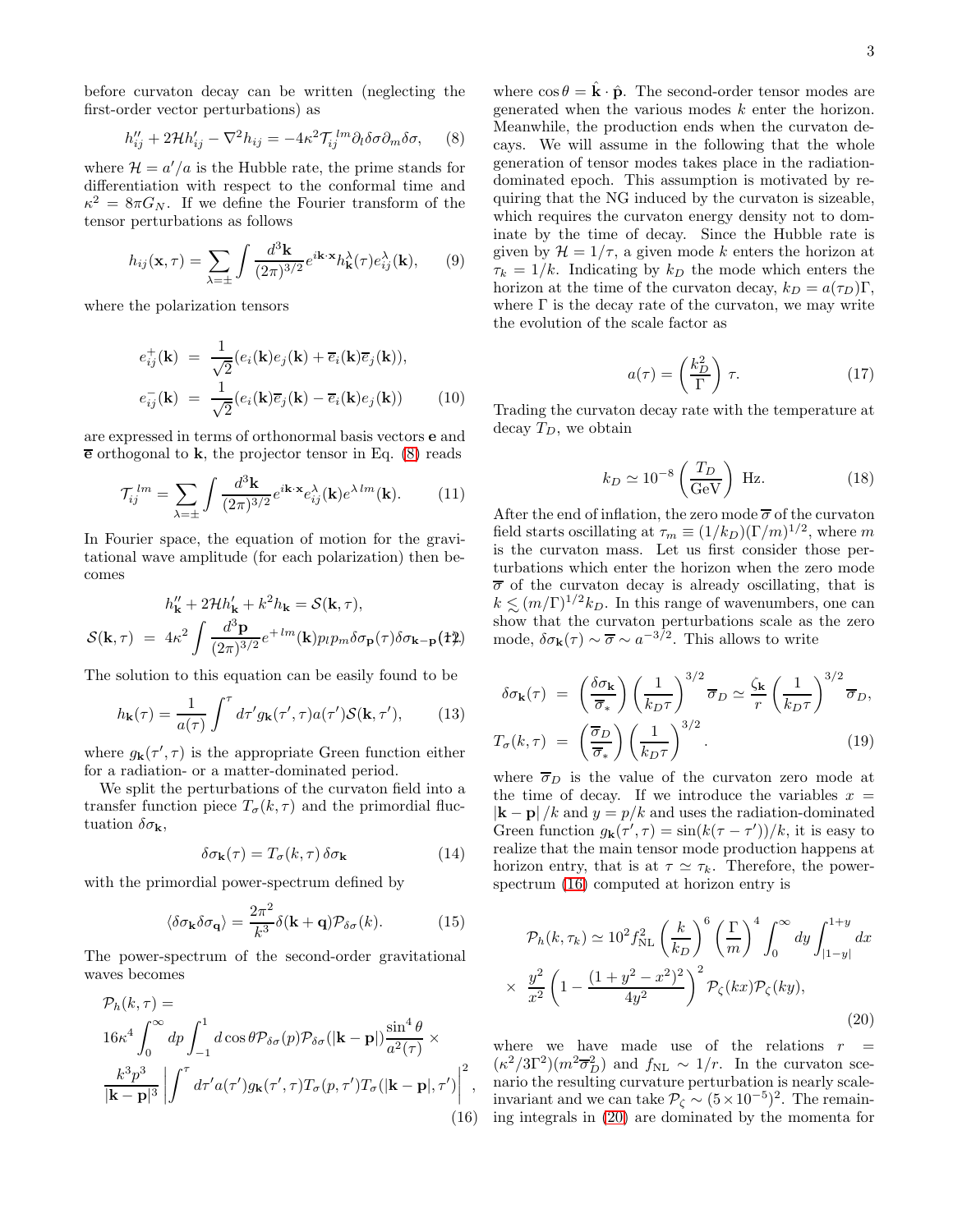before curvaton decay can be written (neglecting the first-order vector perturbations) as

$$h_{ij}'' + 2\mathcal{H}h_{ij}' - \nabla^2 h_{ij} = -4\kappa^2 \mathcal{T}_{ij}^{\;lm}\partial_l \delta\sigma \partial_m \delta\sigma, \quad (8)$$

where $\mathcal{H} = a'/a$ is the Hubble rate, the prime stands for differentiation with respect to the conformal time and $\kappa^2 = 8\pi G_N$. If we define the Fourier transform of the tensor perturbations as follows

$$h_{ij}(\mathbf{x},\tau) = \sum_{\lambda=\pm}\int \frac{d^3\mathbf{k}}{(2\pi)^{3/2}} e^{i\mathbf{k}\cdot\mathbf{x}} h_{\mathbf{k}}^{\lambda}(\tau) e_{ij}^{\lambda}(\mathbf{k}), \quad (9)$$

where the polarization tensors

$$\begin{aligned} e_{ij}^{+}(\mathbf{k}) &= \frac{1}{\sqrt{2}}(e_i(\mathbf{k})e_j(\mathbf{k}) + \overline{e}_i(\mathbf{k})\overline{e}_j(\mathbf{k})), \\ e_{ij}^{-}(\mathbf{k}) &= \frac{1}{\sqrt{2}}(e_i(\mathbf{k})\overline{e}_j(\mathbf{k}) - \overline{e}_i(\mathbf{k})e_j(\mathbf{k})) \end{aligned} \quad (10)$$

are expressed in terms of orthonormal basis vectors $\mathbf{e}$ and $\overline{\mathbf{e}}$ orthogonal to $\mathbf{k}$, the projector tensor in Eq. (8) reads

$$\mathcal{T}_{ij}^{\;lm} = \sum_{\lambda=\pm}\int \frac{d^3\mathbf{k}}{(2\pi)^{3/2}} e^{i\mathbf{k}\cdot\mathbf{x}} e_{ij}^{\lambda}(\mathbf{k}) e^{\lambda\, lm}(\mathbf{k}). \quad (11)$$

In Fourier space, the equation of motion for the gravitational wave amplitude (for each polarization) then becomes

$$\begin{aligned} h_{\mathbf{k}}'' + 2\mathcal{H}h_{\mathbf{k}}' + k^2 h_{\mathbf{k}} &= \mathcal{S}(\mathbf{k},\tau), \\ \mathcal{S}(\mathbf{k},\tau) &= 4\kappa^2 \int \frac{d^3\mathbf{p}}{(2\pi)^{3/2}} e^{+\,lm}(\mathbf{k}) p_l p_m \delta\sigma_{\mathbf{p}}(\tau)\delta\sigma_{\mathbf{k}-\mathbf{p}}(\tau). \end{aligned} \quad (12)$$

The solution to this equation can be easily found to be

$$h_{\mathbf{k}}(\tau) = \frac{1}{a(\tau)}\int^{\tau} d\tau' g_{\mathbf{k}}(\tau',\tau) a(\tau')\mathcal{S}(\mathbf{k},\tau'), \quad (13)$$

where $g_{\mathbf{k}}(\tau',\tau)$ is the appropriate Green function either for a radiation- or a matter-dominated period.

We split the perturbations of the curvaton field into a transfer function piece $T_\sigma(k,\tau)$ and the primordial fluctuation $\delta\sigma_{\mathbf{k}}$,

$$\delta\sigma_{\mathbf{k}}(\tau) = T_\sigma(k,\tau)\,\delta\sigma_{\mathbf{k}} \quad (14)$$

with the primordial power-spectrum defined by

$$\langle \delta\sigma_{\mathbf{k}}\delta\sigma_{\mathbf{q}}\rangle = \frac{2\pi^2}{k^3}\delta(\mathbf{k}+\mathbf{q})\mathcal{P}_{\delta\sigma}(k). \quad (15)$$

The power-spectrum of the second-order gravitational waves becomes

$$\begin{aligned} &\mathcal{P}_h(k,\tau) = \\ &16\kappa^4 \int_0^\infty dp \int_{-1}^{1} d\cos\theta\, \mathcal{P}_{\delta\sigma}(p)\mathcal{P}_{\delta\sigma}(|\mathbf{k}-\mathbf{p}|)\frac{\sin^4\theta}{a^2(\tau)} \times \\ &\frac{k^3 p^3}{|\mathbf{k}-\mathbf{p}|^3}\left|\int^{\tau} d\tau' a(\tau') g_{\mathbf{k}}(\tau',\tau) T_\sigma(p,\tau') T_\sigma(|\mathbf{k}-\mathbf{p}|,\tau')\right|^2, \end{aligned} \quad (16)$$

where $\cos\theta = \hat{\mathbf{k}}\cdot\hat{\mathbf{p}}$. The second-order tensor modes are generated when the various modes $k$ enter the horizon. Meanwhile, the production ends when the curvaton decays. We will assume in the following that the whole generation of tensor modes takes place in the radiation-dominated epoch. This assumption is motivated by requiring that the NG induced by the curvaton is sizeable, which requires the curvaton energy density not to dominate by the time of decay. Since the Hubble rate is given by $\mathcal{H} = 1/\tau$, a given mode $k$ enters the horizon at $\tau_k = 1/k$. Indicating by $k_D$ the mode which enters the horizon at the time of the curvaton decay, $k_D = a(\tau_D)\Gamma$, where $\Gamma$ is the decay rate of the curvaton, we may write the evolution of the scale factor as

$$a(\tau) = \left(\frac{k_D^2}{\Gamma}\right)\tau. \quad (17)$$

Trading the curvaton decay rate with the temperature at decay $T_D$, we obtain

$$k_D \simeq 10^{-8}\left(\frac{T_D}{\mathrm{GeV}}\right)\ \mathrm{Hz}. \quad (18)$$

After the end of inflation, the zero mode $\overline{\sigma}$ of the curvaton field starts oscillating at $\tau_m \equiv (1/k_D)(\Gamma/m)^{1/2}$, where $m$ is the curvaton mass. Let us first consider those perturbations which enter the horizon when the zero mode $\overline{\sigma}$ of the curvaton decay is already oscillating, that is $k \lesssim (m/\Gamma)^{1/2}k_D$. In this range of wavenumbers, one can show that the curvaton perturbations scale as the zero mode, $\delta\sigma_{\mathbf{k}}(\tau) \sim \overline{\sigma} \sim a^{-3/2}$. This allows to write

$$\begin{aligned} \delta\sigma_{\mathbf{k}}(\tau) &= \left(\frac{\delta\sigma_{\mathbf{k}}}{\overline{\sigma}_*}\right)\left(\frac{1}{k_D\tau}\right)^{3/2}\overline{\sigma}_D \simeq \frac{\zeta_{\mathbf{k}}}{r}\left(\frac{1}{k_D\tau}\right)^{3/2}\overline{\sigma}_D, \\ T_\sigma(k,\tau) &= \left(\frac{\overline{\sigma}_D}{\overline{\sigma}_*}\right)\left(\frac{1}{k_D\tau}\right)^{3/2}. \end{aligned} \quad (19)$$

where $\overline{\sigma}_D$ is the value of the curvaton zero mode at the time of decay. If we introduce the variables $x = |\mathbf{k}-\mathbf{p}|/k$ and $y = p/k$ and uses the radiation-dominated Green function $g_{\mathbf{k}}(\tau',\tau) = \sin(k(\tau-\tau'))/k$, it is easy to realize that the main tensor mode production happens at horizon entry, that is at $\tau \simeq \tau_k$. Therefore, the power-spectrum (16) computed at horizon entry is

$$\begin{aligned} \mathcal{P}_h(k,\tau_k) &\simeq 10^2 f_{\rm NL}^2\left(\frac{k}{k_D}\right)^6\left(\frac{\Gamma}{m}\right)^4\int_0^\infty dy\int_{|1-y|}^{1+y}dx \\ &\times\ \frac{y^2}{x^2}\left(1-\frac{(1+y^2-x^2)^2}{4y^2}\right)^2\mathcal{P}_\zeta(kx)\mathcal{P}_\zeta(ky), \end{aligned} \quad (20)$$

where we have made use of the relations $r = (\kappa^2/3\Gamma^2)(m^2\overline{\sigma}_D^2)$ and $f_{\rm NL} \sim 1/r$. In the curvaton scenario the resulting curvature perturbation is nearly scale-invariant and we can take $\mathcal{P}_\zeta \sim (5\times10^{-5})^2$. The remaining integrals in (20) are dominated by the momenta for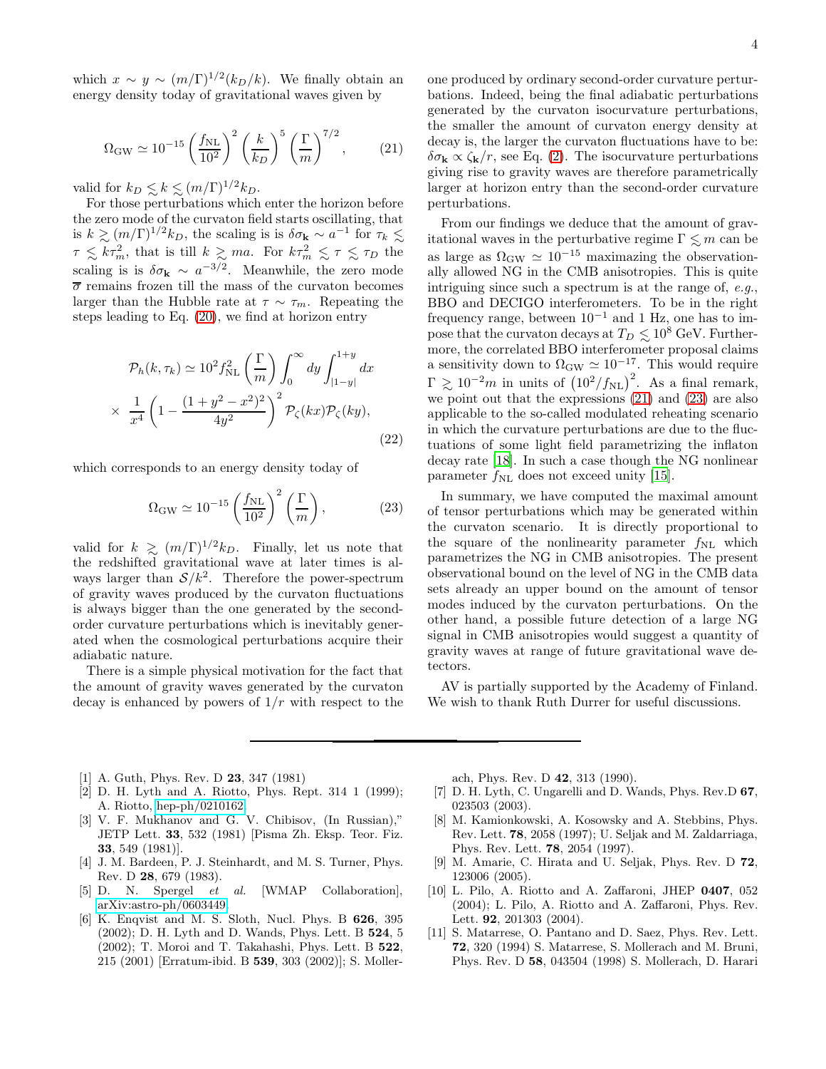which $x \sim y \sim (m/\Gamma)^{1/2}(k_D/k)$. We finally obtain an energy density today of gravitational waves given by

$$\Omega_{\rm GW} \simeq 10^{-15}\left(\frac{f_{\rm NL}}{10^2}\right)^2\left(\frac{k}{k_D}\right)^5\left(\frac{\Gamma}{m}\right)^{7/2}, \tag{21}$$

valid for $k_D \lesssim k \lesssim (m/\Gamma)^{1/2}k_D$.

For those perturbations which enter the horizon before the zero mode of the curvaton field starts oscillating, that is $k \gtrsim (m/\Gamma)^{1/2}k_D$, the scaling is is $\delta\sigma_{\mathbf{k}} \sim a^{-1}$ for $\tau_k \lesssim \tau \lesssim k\tau_m^2$, that is till $k \gtrsim ma$. For $k\tau_m^2 \lesssim \tau \lesssim \tau_D$ the scaling is is $\delta\sigma_{\mathbf{k}} \sim a^{-3/2}$. Meanwhile, the zero mode $\overline{\sigma}$ remains frozen till the mass of the curvaton becomes larger than the Hubble rate at $\tau \sim \tau_m$. Repeating the steps leading to Eq. (20), we find at horizon entry

$$\mathcal{P}_h(k,\tau_k) \simeq 10^2 f_{\rm NL}^2\left(\frac{\Gamma}{m}\right)\int_0^\infty dy\int_{|1-y|}^{1+y}dx$$
$$\times\ \frac{1}{x^4}\left(1-\frac{(1+y^2-x^2)^2}{4y^2}\right)^2\mathcal{P}_\zeta(kx)\mathcal{P}_\zeta(ky), \tag{22}$$

which corresponds to an energy density today of

$$\Omega_{\rm GW} \simeq 10^{-15}\left(\frac{f_{\rm NL}}{10^2}\right)^2\left(\frac{\Gamma}{m}\right), \tag{23}$$

valid for $k \gtrsim (m/\Gamma)^{1/2}k_D$. Finally, let us note that the redshifted gravitational wave at later times is always larger than $\mathcal{S}/k^2$. Therefore the power-spectrum of gravity waves produced by the curvaton fluctuations is always bigger than the one generated by the second-order curvature perturbations which is inevitably generated when the cosmological perturbations acquire their adiabatic nature.

There is a simple physical motivation for the fact that the amount of gravity waves generated by the curvaton decay is enhanced by powers of $1/r$ with respect to the one produced by ordinary second-order curvature perturbations. Indeed, being the final adiabatic perturbations generated by the curvaton isocurvature perturbations, the smaller the amount of curvaton energy density at decay is, the larger the curvaton fluctuations have to be: $\delta\sigma_{\mathbf{k}} \propto \zeta_{\mathbf{k}}/r$, see Eq. (2). The isocurvature perturbations giving rise to gravity waves are therefore parametrically larger at horizon entry than the second-order curvature perturbations.

From our findings we deduce that the amount of gravitational waves in the perturbative regime $\Gamma \lesssim m$ can be as large as $\Omega_{\rm GW} \simeq 10^{-15}$ maximazing the observationally allowed NG in the CMB anisotropies. This is quite intriguing since such a spectrum is at the range of, *e.g.*, BBO and DECIGO interferometers. To be in the right frequency range, between $10^{-1}$ and 1 Hz, one has to impose that the curvaton decays at $T_D \lesssim 10^8$ GeV. Furthermore, the correlated BBO interferometer proposal claims a sensitivity down to $\Omega_{\rm GW} \simeq 10^{-17}$. This would require $\Gamma \gtrsim 10^{-2}m$ in units of $\left(10^2/f_{\rm NL}\right)^2$. As a final remark, we point out that the expressions (21) and (23) are also applicable to the so-called modulated reheating scenario in which the curvature perturbations are due to the fluctuations of some light field parametrizing the inflaton decay rate [18]. In such a case though the NG nonlinear parameter $f_{\rm NL}$ does not exceed unity [15].

In summary, we have computed the maximal amount of tensor perturbations which may be generated within the curvaton scenario. It is directly proportional to the square of the nonlinearity parameter $f_{\rm NL}$ which parametrizes the NG in CMB anisotropies. The present observational bound on the level of NG in the CMB data sets already an upper bound on the amount of tensor modes induced by the curvaton perturbations. On the other hand, a possible future detection of a large NG signal in CMB anisotropies would suggest a quantity of gravity waves at range of future gravitational wave detectors.

AV is partially supported by the Academy of Finland. We wish to thank Ruth Durrer for useful discussions.

---

[1] A. Guth, Phys. Rev. D **23**, 347 (1981)

[2] D. H. Lyth and A. Riotto, Phys. Rept. 314 1 (1999); A. Riotto, hep-ph/0210162.

[3] V. F. Mukhanov and G. V. Chibisov, (In Russian)," JETP Lett. **33**, 532 (1981) [Pisma Zh. Eksp. Teor. Fiz. **33**, 549 (1981)].

[4] J. M. Bardeen, P. J. Steinhardt, and M. S. Turner, Phys. Rev. D **28**, 679 (1983).

[5] D. N. Spergel *et al.* [WMAP Collaboration], arXiv:astro-ph/0603449.

[6] K. Enqvist and M. S. Sloth, Nucl. Phys. B **626**, 395 (2002); D. H. Lyth and D. Wands, Phys. Lett. B **524**, 5 (2002); T. Moroi and T. Takahashi, Phys. Lett. B **522**, 215 (2001) [Erratum-ibid. B **539**, 303 (2002)]; S. Mollerach, Phys. Rev. D **42**, 313 (1990).

[7] D. H. Lyth, C. Ungarelli and D. Wands, Phys. Rev.D **67**, 023503 (2003).

[8] M. Kamionkowski, A. Kosowsky and A. Stebbins, Phys. Rev. Lett. **78**, 2058 (1997); U. Seljak and M. Zaldarriaga, Phys. Rev. Lett. **78**, 2054 (1997).

[9] M. Amarie, C. Hirata and U. Seljak, Phys. Rev. D **72**, 123006 (2005).

[10] L. Pilo, A. Riotto and A. Zaffaroni, JHEP **0407**, 052 (2004); L. Pilo, A. Riotto and A. Zaffaroni, Phys. Rev. Lett. **92**, 201303 (2004).

[11] S. Matarrese, O. Pantano and D. Saez, Phys. Rev. Lett. **72**, 320 (1994) S. Matarrese, S. Mollerach and M. Bruni, Phys. Rev. D **58**, 043504 (1998) S. Mollerach, D. Harari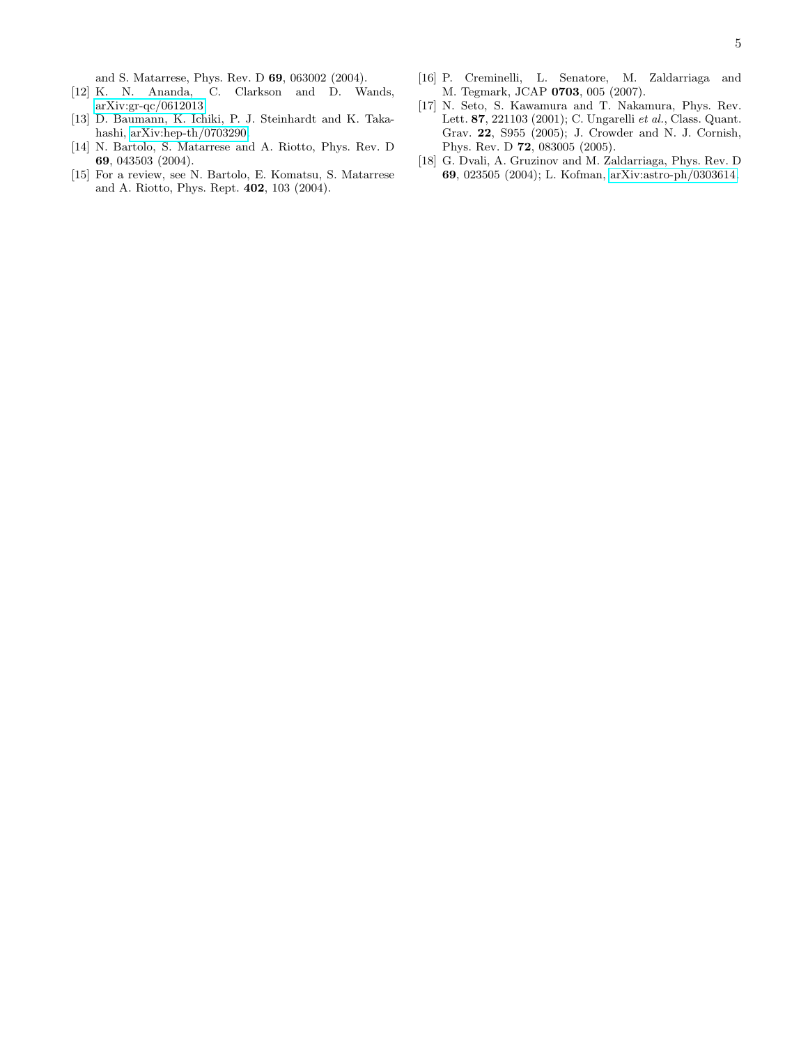and S. Matarrese, Phys. Rev. D **69**, 063002 (2004).

[12] K. N. Ananda, C. Clarkson and D. Wands, arXiv:gr-qc/0612013.

[13] D. Baumann, K. Ichiki, P. J. Steinhardt and K. Takahashi, arXiv:hep-th/0703290.

[14] N. Bartolo, S. Matarrese and A. Riotto, Phys. Rev. D **69**, 043503 (2004).

[15] For a review, see N. Bartolo, E. Komatsu, S. Matarrese and A. Riotto, Phys. Rept. **402**, 103 (2004).

[16] P. Creminelli, L. Senatore, M. Zaldarriaga and M. Tegmark, JCAP **0703**, 005 (2007).

[17] N. Seto, S. Kawamura and T. Nakamura, Phys. Rev. Lett. **87**, 221103 (2001); C. Ungarelli *et al.*, Class. Quant. Grav. **22**, S955 (2005); J. Crowder and N. J. Cornish, Phys. Rev. D **72**, 083005 (2005).

[18] G. Dvali, A. Gruzinov and M. Zaldarriaga, Phys. Rev. D **69**, 023505 (2004); L. Kofman, arXiv:astro-ph/0303614.